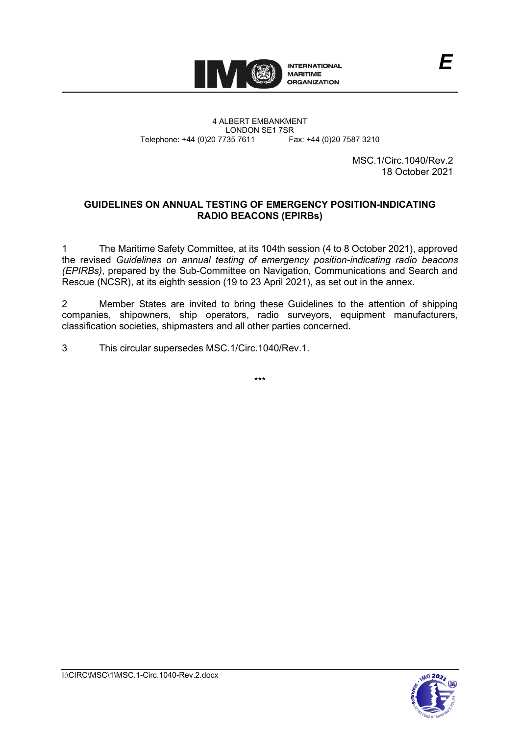INTERNATIONAL MARITIME ORGANIZATION

*E*

4 ALBERT EMBANKMENT
LONDON SE1 7SR
Telephone: +44 (0)20 7735 7611 Fax: +44 (0)20 7587 3210

MSC.1/Circ.1040/Rev.2
18 October 2021

## GUIDELINES ON ANNUAL TESTING OF EMERGENCY POSITION-INDICATING RADIO BEACONS (EPIRBs)

1 The Maritime Safety Committee, at its 104th session (4 to 8 October 2021), approved the revised *Guidelines on annual testing of emergency position-indicating radio beacons (EPIRBs)*, prepared by the Sub-Committee on Navigation, Communications and Search and Rescue (NCSR), at its eighth session (19 to 23 April 2021), as set out in the annex.

2 Member States are invited to bring these Guidelines to the attention of shipping companies, shipowners, ship operators, radio surveyors, equipment manufacturers, classification societies, shipmasters and all other parties concerned.

3 This circular supersedes MSC.1/Circ.1040/Rev.1.

\*\*\*

I:\CIRC\MSC\1\MSC.1-Circ.1040-Rev.2.docx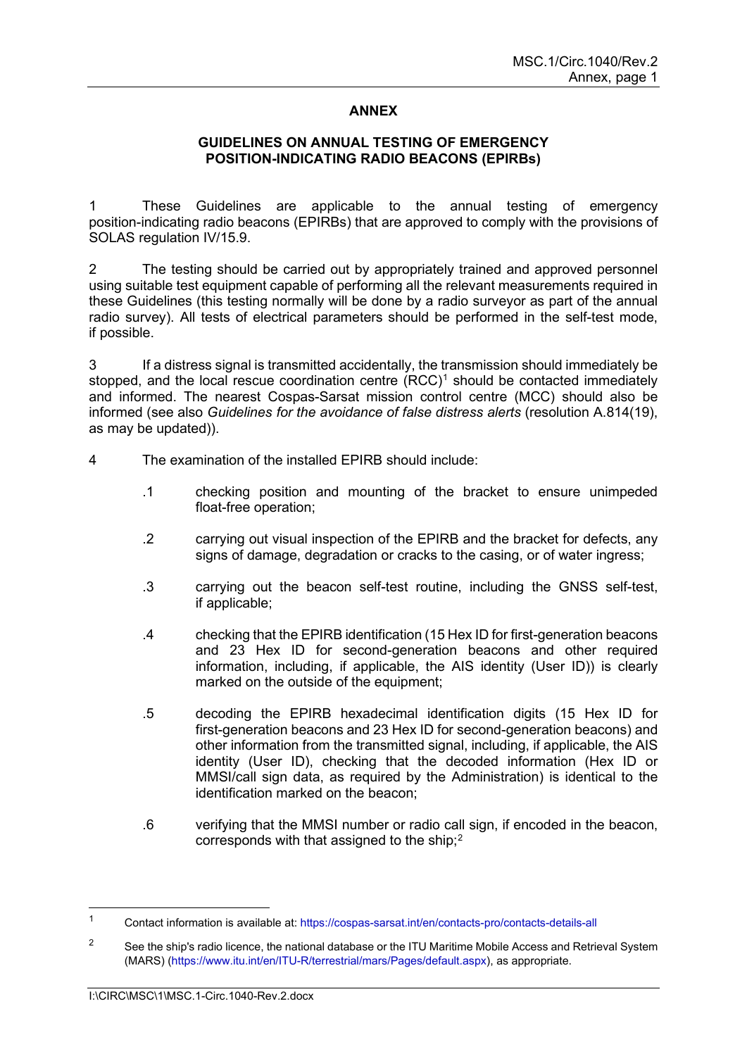## ANNEX

### GUIDELINES ON ANNUAL TESTING OF EMERGENCY POSITION-INDICATING RADIO BEACONS (EPIRBs)

1 These Guidelines are applicable to the annual testing of emergency position-indicating radio beacons (EPIRBs) that are approved to comply with the provisions of SOLAS regulation IV/15.9.

2 The testing should be carried out by appropriately trained and approved personnel using suitable test equipment capable of performing all the relevant measurements required in these Guidelines (this testing normally will be done by a radio surveyor as part of the annual radio survey). All tests of electrical parameters should be performed in the self-test mode, if possible.

3 If a distress signal is transmitted accidentally, the transmission should immediately be stopped, and the local rescue coordination centre (RCC)[1] should be contacted immediately and informed. The nearest Cospas-Sarsat mission control centre (MCC) should also be informed (see also *Guidelines for the avoidance of false distress alerts* (resolution A.814(19), as may be updated)).

4 The examination of the installed EPIRB should include:

.1 checking position and mounting of the bracket to ensure unimpeded float-free operation;

.2 carrying out visual inspection of the EPIRB and the bracket for defects, any signs of damage, degradation or cracks to the casing, or of water ingress;

.3 carrying out the beacon self-test routine, including the GNSS self-test, if applicable;

.4 checking that the EPIRB identification (15 Hex ID for first-generation beacons and 23 Hex ID for second-generation beacons and other required information, including, if applicable, the AIS identity (User ID)) is clearly marked on the outside of the equipment;

.5 decoding the EPIRB hexadecimal identification digits (15 Hex ID for first-generation beacons and 23 Hex ID for second-generation beacons) and other information from the transmitted signal, including, if applicable, the AIS identity (User ID), checking that the decoded information (Hex ID or MMSI/call sign data, as required by the Administration) is identical to the identification marked on the beacon;

.6 verifying that the MMSI number or radio call sign, if encoded in the beacon, corresponds with that assigned to the ship;[2]

---

[1] Contact information is available at: https://cospas-sarsat.int/en/contacts-pro/contacts-details-all

[2] See the ship's radio licence, the national database or the ITU Maritime Mobile Access and Retrieval System (MARS) (https://www.itu.int/en/ITU-R/terrestrial/mars/Pages/default.aspx), as appropriate.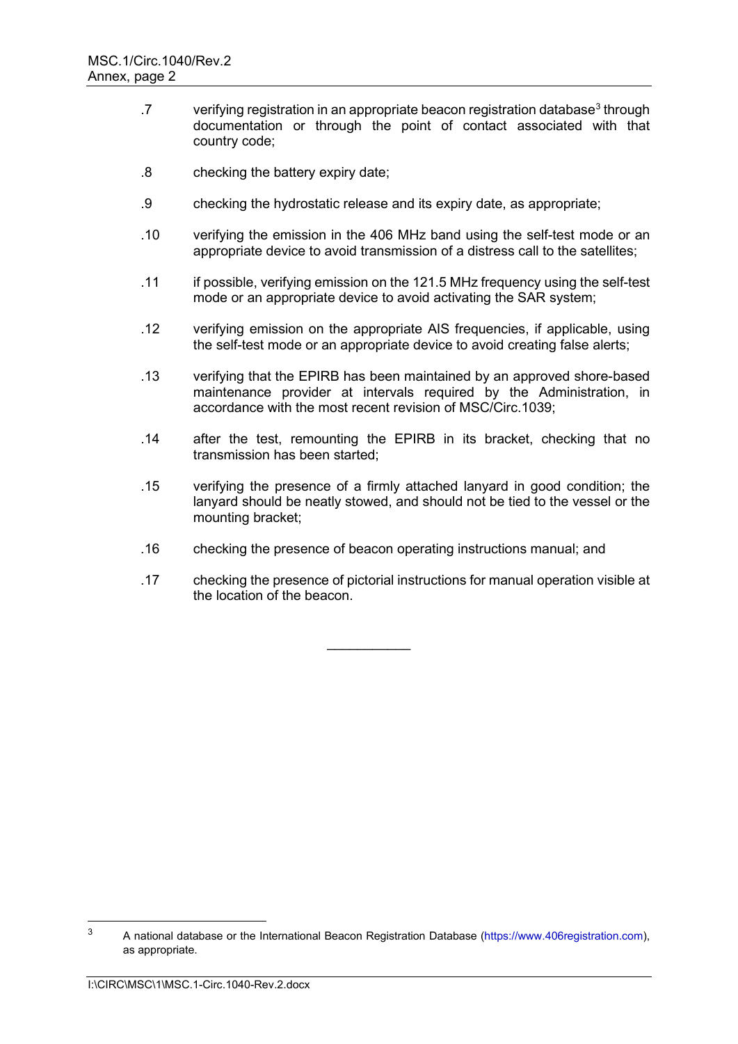.7 verifying registration in an appropriate beacon registration database[3] through documentation or through the point of contact associated with that country code;

.8 checking the battery expiry date;

.9 checking the hydrostatic release and its expiry date, as appropriate;

.10 verifying the emission in the 406 MHz band using the self-test mode or an appropriate device to avoid transmission of a distress call to the satellites;

.11 if possible, verifying emission on the 121.5 MHz frequency using the self-test mode or an appropriate device to avoid activating the SAR system;

.12 verifying emission on the appropriate AIS frequencies, if applicable, using the self-test mode or an appropriate device to avoid creating false alerts;

.13 verifying that the EPIRB has been maintained by an approved shore-based maintenance provider at intervals required by the Administration, in accordance with the most recent revision of MSC/Circ.1039;

.14 after the test, remounting the EPIRB in its bracket, checking that no transmission has been started;

.15 verifying the presence of a firmly attached lanyard in good condition; the lanyard should be neatly stowed, and should not be tied to the vessel or the mounting bracket;

.16 checking the presence of beacon operating instructions manual; and

.17 checking the presence of pictorial instructions for manual operation visible at the location of the beacon.

---

[3] A national database or the International Beacon Registration Database (https://www.406registration.com), as appropriate.